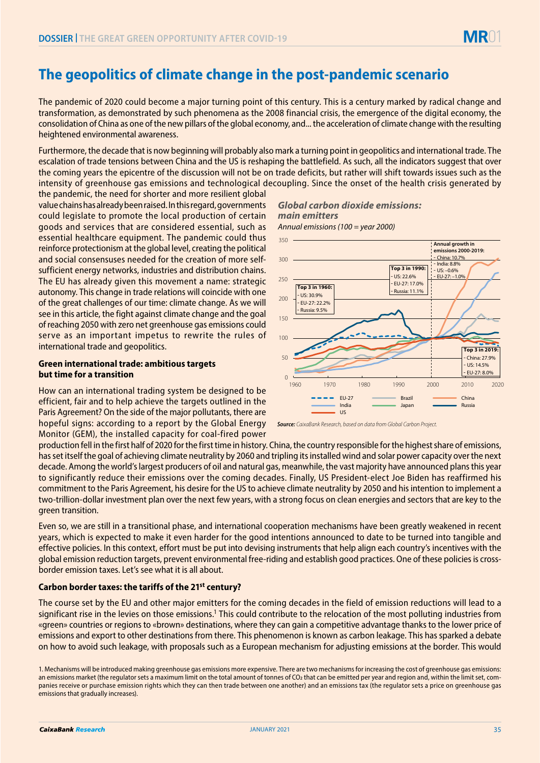# The geopolitics of climate change in the post-pandemic scenario

The pandemic of 2020 could become a major turning point of this century. This is a century marked by radical change and transformation, as demonstrated by such phenomena as the 2008 financial crisis, the emergence of the digital economy, the consolidation of China as one of the new pillars of the global economy, and... the acceleration of climate change with the resulting heightened environmental awareness.

Furthermore, the decade that is now beginning will probably also mark a turning point in geopolitics and international trade. The escalation of trade tensions between China and the US is reshaping the battlefield. As such, all the indicators suggest that over the coming years the epicentre of the discussion will not be on trade deficits, but rather will shift towards issues such as the intensity of greenhouse gas emissions and technological decoupling. Since the onset of the health crisis generated by the pandemic, the need for shorter and more resilient global value chains has already been raised. In this regard, governments could legislate to promote the local production of certain goods and services that are considered essential, such as essential healthcare equipment. The pandemic could thus reinforce protectionism at the global level, creating the political and social consensuses needed for the creation of more self-sufficient energy networks, industries and distribution chains. The EU has already given this movement a name: strategic autonomy. This change in trade relations will coincide with one of the great challenges of our time: climate change. As we will see in this article, the fight against climate change and the goal of reaching 2050 with zero net greenhouse gas emissions could serve as an important impetus to rewrite the rules of international trade and geopolitics.

***Global carbon dioxide emissions: main emitters***

*Annual emissions (100 = year 2000)*

Top 3 in 1960: US: 30.9%; EU-27: 22.2%; Russia: 9.5%

Top 3 in 1990: US: 22.6%; EU-27: 17.0%; Russia: 11.1%

Annual growth in emissions 2000-2019: China: 10.7%; India: 8.8%; US: –0.6%; EU-27: –1.0%

Top 3 in 2019: China: 27.9%; US: 14.5%; EU-27: 8.0%

Series: EU-27, Brazil, China, India, Japan, Russia, US

***Source:*** *CaixaBank Research, based on data from Global Carbon Project.*

## Green international trade: ambitious targets but time for a transition

How can an international trading system be designed to be efficient, fair and to help achieve the targets outlined in the Paris Agreement? On the side of the major pollutants, there are hopeful signs: according to a report by the Global Energy Monitor (GEM), the installed capacity for coal-fired power production fell in the first half of 2020 for the first time in history. China, the country responsible for the highest share of emissions, has set itself the goal of achieving climate neutrality by 2060 and tripling its installed wind and solar power capacity over the next decade. Among the world's largest producers of oil and natural gas, meanwhile, the vast majority have announced plans this year to significantly reduce their emissions over the coming decades. Finally, US President-elect Joe Biden has reaffirmed his commitment to the Paris Agreement, his desire for the US to achieve climate neutrality by 2050 and his intention to implement a two-trillion-dollar investment plan over the next few years, with a strong focus on clean energies and sectors that are key to the green transition.

Even so, we are still in a transitional phase, and international cooperation mechanisms have been greatly weakened in recent years, which is expected to make it even harder for the good intentions announced to date to be turned into tangible and effective policies. In this context, effort must be put into devising instruments that help align each country's incentives with the global emission reduction targets, prevent environmental free-riding and establish good practices. One of these policies is cross-border emission taxes. Let's see what it is all about.

## Carbon border taxes: the tariffs of the 21st century?

The course set by the EU and other major emitters for the coming decades in the field of emission reductions will lead to a significant rise in the levies on those emissions.[1] This could contribute to the relocation of the most polluting industries from «green» countries or regions to «brown» destinations, where they can gain a competitive advantage thanks to the lower price of emissions and export to other destinations from there. This phenomenon is known as carbon leakage. This has sparked a debate on how to avoid such leakage, with proposals such as a European mechanism for adjusting emissions at the border. This would

1. Mechanisms will be introduced making greenhouse gas emissions more expensive. There are two mechanisms for increasing the cost of greenhouse gas emissions: an emissions market (the regulator sets a maximum limit on the total amount of tonnes of $CO_2$ that can be emitted per year and region and, within the limit set, companies receive or purchase emission rights which they can then trade between one another) and an emissions tax (the regulator sets a price on greenhouse gas emissions that gradually increases).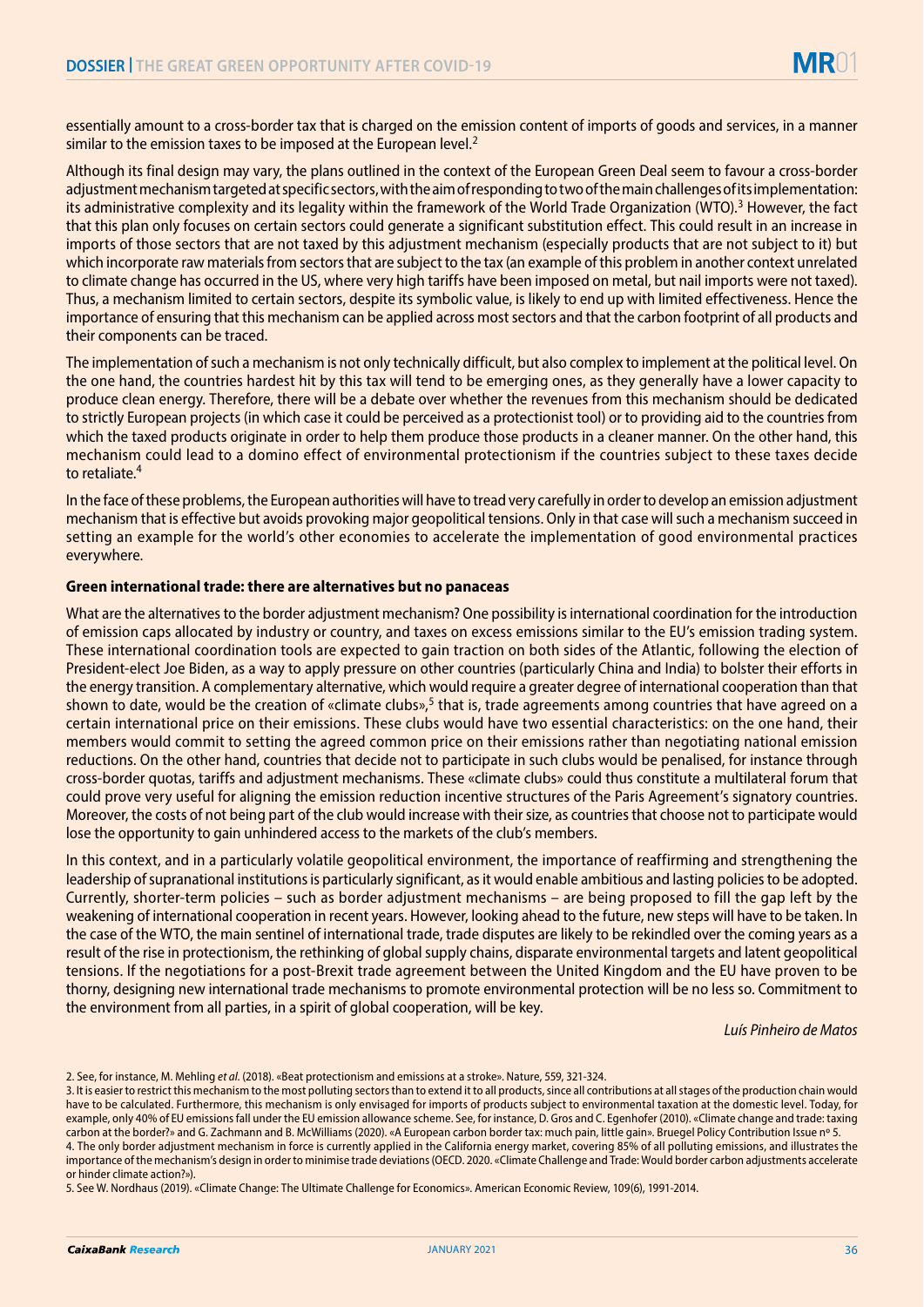essentially amount to a cross-border tax that is charged on the emission content of imports of goods and services, in a manner similar to the emission taxes to be imposed at the European level.[2]

Although its final design may vary, the plans outlined in the context of the European Green Deal seem to favour a cross-border adjustment mechanism targeted at specific sectors, with the aim of responding to two of the main challenges of its implementation: its administrative complexity and its legality within the framework of the World Trade Organization (WTO).[3] However, the fact that this plan only focuses on certain sectors could generate a significant substitution effect. This could result in an increase in imports of those sectors that are not taxed by this adjustment mechanism (especially products that are not subject to it) but which incorporate raw materials from sectors that are subject to the tax (an example of this problem in another context unrelated to climate change has occurred in the US, where very high tariffs have been imposed on metal, but nail imports were not taxed). Thus, a mechanism limited to certain sectors, despite its symbolic value, is likely to end up with limited effectiveness. Hence the importance of ensuring that this mechanism can be applied across most sectors and that the carbon footprint of all products and their components can be traced.

The implementation of such a mechanism is not only technically difficult, but also complex to implement at the political level. On the one hand, the countries hardest hit by this tax will tend to be emerging ones, as they generally have a lower capacity to produce clean energy. Therefore, there will be a debate over whether the revenues from this mechanism should be dedicated to strictly European projects (in which case it could be perceived as a protectionist tool) or to providing aid to the countries from which the taxed products originate in order to help them produce those products in a cleaner manner. On the other hand, this mechanism could lead to a domino effect of environmental protectionism if the countries subject to these taxes decide to retaliate.[4]

In the face of these problems, the European authorities will have to tread very carefully in order to develop an emission adjustment mechanism that is effective but avoids provoking major geopolitical tensions. Only in that case will such a mechanism succeed in setting an example for the world's other economies to accelerate the implementation of good environmental practices everywhere.

**Green international trade: there are alternatives but no panaceas**

What are the alternatives to the border adjustment mechanism? One possibility is international coordination for the introduction of emission caps allocated by industry or country, and taxes on excess emissions similar to the EU's emission trading system. These international coordination tools are expected to gain traction on both sides of the Atlantic, following the election of President-elect Joe Biden, as a way to apply pressure on other countries (particularly China and India) to bolster their efforts in the energy transition. A complementary alternative, which would require a greater degree of international cooperation than that shown to date, would be the creation of «climate clubs»,[5] that is, trade agreements among countries that have agreed on a certain international price on their emissions. These clubs would have two essential characteristics: on the one hand, their members would commit to setting the agreed common price on their emissions rather than negotiating national emission reductions. On the other hand, countries that decide not to participate in such clubs would be penalised, for instance through cross-border quotas, tariffs and adjustment mechanisms. These «climate clubs» could thus constitute a multilateral forum that could prove very useful for aligning the emission reduction incentive structures of the Paris Agreement's signatory countries. Moreover, the costs of not being part of the club would increase with their size, as countries that choose not to participate would lose the opportunity to gain unhindered access to the markets of the club's members.

In this context, and in a particularly volatile geopolitical environment, the importance of reaffirming and strengthening the leadership of supranational institutions is particularly significant, as it would enable ambitious and lasting policies to be adopted. Currently, shorter-term policies – such as border adjustment mechanisms – are being proposed to fill the gap left by the weakening of international cooperation in recent years. However, looking ahead to the future, new steps will have to be taken. In the case of the WTO, the main sentinel of international trade, trade disputes are likely to be rekindled over the coming years as a result of the rise in protectionism, the rethinking of global supply chains, disparate environmental targets and latent geopolitical tensions. If the negotiations for a post-Brexit trade agreement between the United Kingdom and the EU have proven to be thorny, designing new international trade mechanisms to promote environmental protection will be no less so. Commitment to the environment from all parties, in a spirit of global cooperation, will be key.

*Luís Pinheiro de Matos*

2. See, for instance, M. Mehling *et al.* (2018). «Beat protectionism and emissions at a stroke». Nature, 559, 321-324.

3. It is easier to restrict this mechanism to the most polluting sectors than to extend it to all products, since all contributions at all stages of the production chain would have to be calculated. Furthermore, this mechanism is only envisaged for imports of products subject to environmental taxation at the domestic level. Today, for example, only 40% of EU emissions fall under the EU emission allowance scheme. See, for instance, D. Gros and C. Egenhofer (2010). «Climate change and trade: taxing carbon at the border?» and G. Zachmann and B. McWilliams (2020). «A European carbon border tax: much pain, little gain». Bruegel Policy Contribution Issue nº 5.

4. The only border adjustment mechanism in force is currently applied in the California energy market, covering 85% of all polluting emissions, and illustrates the importance of the mechanism's design in order to minimise trade deviations (OECD. 2020. «Climate Challenge and Trade: Would border carbon adjustments accelerate or hinder climate action?»).

5. See W. Nordhaus (2019). «Climate Change: The Ultimate Challenge for Economics». American Economic Review, 109(6), 1991-2014.